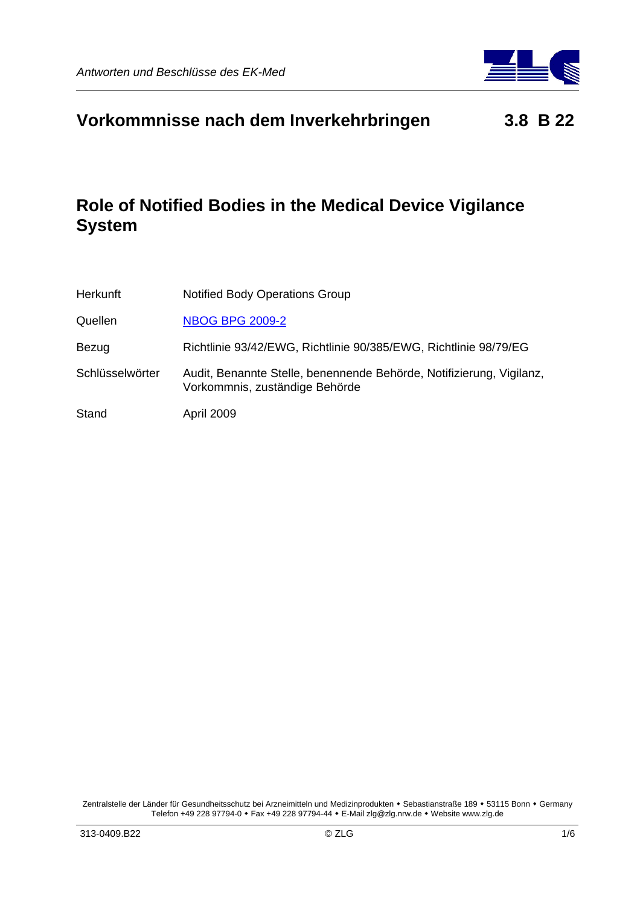# Vorkommnisse nach dem Inverkehrbringen 3.8 B 22

## Role of Notified Bodies in the Medical Device Vigilance System

| | |
|---|---|
| Herkunft | Notified Body Operations Group |
| Quellen | NBOG BPG 2009-2 |
| Bezug | Richtlinie 93/42/EWG, Richtlinie 90/385/EWG, Richtlinie 98/79/EG |
| Schlüsselwörter | Audit, Benannte Stelle, benennende Behörde, Notifizierung, Vigilanz, Vorkommnis, zuständige Behörde |
| Stand | April 2009 |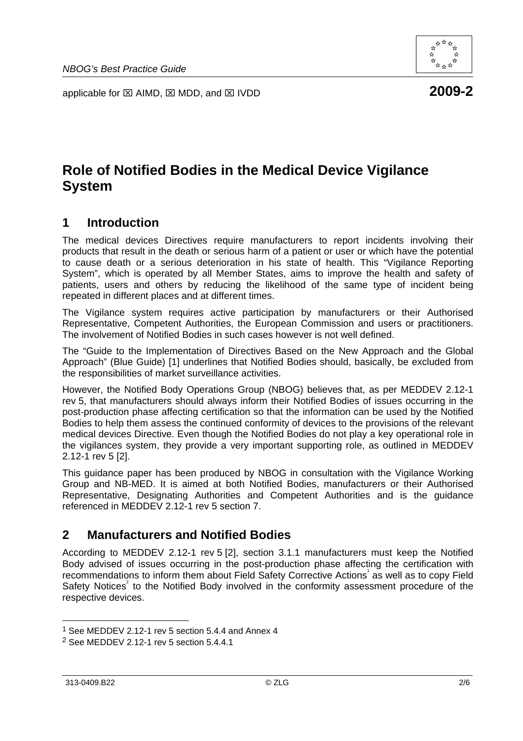applicable for ☒ AIMD, ☒ MDD, and ☒ IVDD **2009-2**

# Role of Notified Bodies in the Medical Device Vigilance System

## 1 Introduction

The medical devices Directives require manufacturers to report incidents involving their products that result in the death or serious harm of a patient or user or which have the potential to cause death or a serious deterioration in his state of health. This "Vigilance Reporting System", which is operated by all Member States, aims to improve the health and safety of patients, users and others by reducing the likelihood of the same type of incident being repeated in different places and at different times.

The Vigilance system requires active participation by manufacturers or their Authorised Representative, Competent Authorities, the European Commission and users or practitioners. The involvement of Notified Bodies in such cases however is not well defined.

The "Guide to the Implementation of Directives Based on the New Approach and the Global Approach" (Blue Guide) [1] underlines that Notified Bodies should, basically, be excluded from the responsibilities of market surveillance activities.

However, the Notified Body Operations Group (NBOG) believes that, as per MEDDEV 2.12-1 rev 5, that manufacturers should always inform their Notified Bodies of issues occurring in the post-production phase affecting certification so that the information can be used by the Notified Bodies to help them assess the continued conformity of devices to the provisions of the relevant medical devices Directive. Even though the Notified Bodies do not play a key operational role in the vigilances system, they provide a very important supporting role, as outlined in MEDDEV 2.12-1 rev 5 [2].

This guidance paper has been produced by NBOG in consultation with the Vigilance Working Group and NB-MED. It is aimed at both Notified Bodies, manufacturers or their Authorised Representative, Designating Authorities and Competent Authorities and is the guidance referenced in MEDDEV 2.12-1 rev 5 section 7.

## 2 Manufacturers and Notified Bodies

According to MEDDEV 2.12-1 rev 5 [2], section 3.1.1 manufacturers must keep the Notified Body advised of issues occurring in the post-production phase affecting the certification with recommendations to inform them about Field Safety Corrective Actions[1] as well as to copy Field Safety Notices[2] to the Notified Body involved in the conformity assessment procedure of the respective devices.

---

[1] See MEDDEV 2.12-1 rev 5 section 5.4.4 and Annex 4

[2] See MEDDEV 2.12-1 rev 5 section 5.4.4.1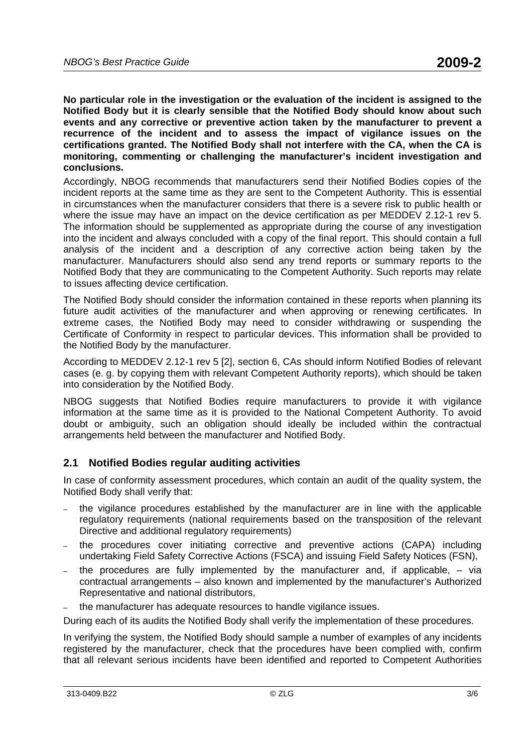**No particular role in the investigation or the evaluation of the incident is assigned to the Notified Body but it is clearly sensible that the Notified Body should know about such events and any corrective or preventive action taken by the manufacturer to prevent a recurrence of the incident and to assess the impact of vigilance issues on the certifications granted. The Notified Body shall not interfere with the CA, when the CA is monitoring, commenting or challenging the manufacturer's incident investigation and conclusions.**

Accordingly, NBOG recommends that manufacturers send their Notified Bodies copies of the incident reports at the same time as they are sent to the Competent Authority. This is essential in circumstances when the manufacturer considers that there is a severe risk to public health or where the issue may have an impact on the device certification as per MEDDEV 2.12-1 rev 5. The information should be supplemented as appropriate during the course of any investigation into the incident and always concluded with a copy of the final report. This should contain a full analysis of the incident and a description of any corrective action being taken by the manufacturer. Manufacturers should also send any trend reports or summary reports to the Notified Body that they are communicating to the Competent Authority. Such reports may relate to issues affecting device certification.

The Notified Body should consider the information contained in these reports when planning its future audit activities of the manufacturer and when approving or renewing certificates. In extreme cases, the Notified Body may need to consider withdrawing or suspending the Certificate of Conformity in respect to particular devices. This information shall be provided to the Notified Body by the manufacturer.

According to MEDDEV 2.12-1 rev 5 [2], section 6, CAs should inform Notified Bodies of relevant cases (e. g. by copying them with relevant Competent Authority reports), which should be taken into consideration by the Notified Body.

NBOG suggests that Notified Bodies require manufacturers to provide it with vigilance information at the same time as it is provided to the National Competent Authority. To avoid doubt or ambiguity, such an obligation should ideally be included within the contractual arrangements held between the manufacturer and Notified Body.

## 2.1 Notified Bodies regular auditing activities

In case of conformity assessment procedures, which contain an audit of the quality system, the Notified Body shall verify that:

- the vigilance procedures established by the manufacturer are in line with the applicable regulatory requirements (national requirements based on the transposition of the relevant Directive and additional regulatory requirements)
- the procedures cover initiating corrective and preventive actions (CAPA) including undertaking Field Safety Corrective Actions (FSCA) and issuing Field Safety Notices (FSN),
- the procedures are fully implemented by the manufacturer and, if applicable, – via contractual arrangements – also known and implemented by the manufacturer's Authorized Representative and national distributors,
- the manufacturer has adequate resources to handle vigilance issues.

During each of its audits the Notified Body shall verify the implementation of these procedures.

In verifying the system, the Notified Body should sample a number of examples of any incidents registered by the manufacturer, check that the procedures have been complied with, confirm that all relevant serious incidents have been identified and reported to Competent Authorities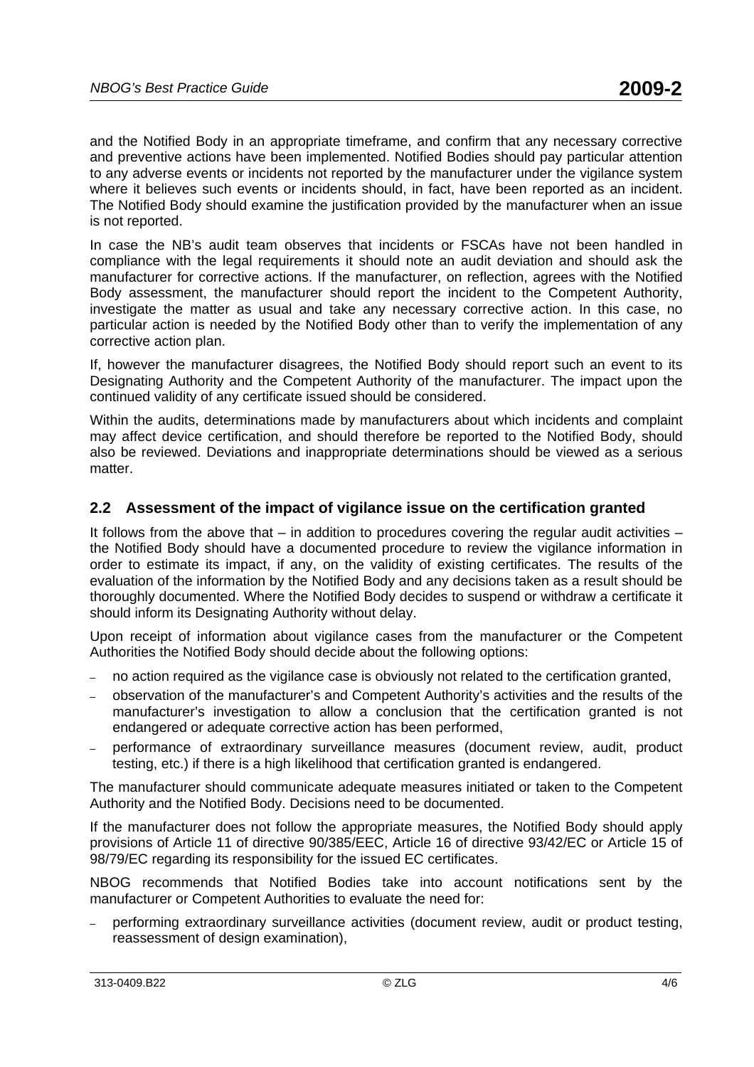and the Notified Body in an appropriate timeframe, and confirm that any necessary corrective and preventive actions have been implemented. Notified Bodies should pay particular attention to any adverse events or incidents not reported by the manufacturer under the vigilance system where it believes such events or incidents should, in fact, have been reported as an incident. The Notified Body should examine the justification provided by the manufacturer when an issue is not reported.

In case the NB's audit team observes that incidents or FSCAs have not been handled in compliance with the legal requirements it should note an audit deviation and should ask the manufacturer for corrective actions. If the manufacturer, on reflection, agrees with the Notified Body assessment, the manufacturer should report the incident to the Competent Authority, investigate the matter as usual and take any necessary corrective action. In this case, no particular action is needed by the Notified Body other than to verify the implementation of any corrective action plan.

If, however the manufacturer disagrees, the Notified Body should report such an event to its Designating Authority and the Competent Authority of the manufacturer. The impact upon the continued validity of any certificate issued should be considered.

Within the audits, determinations made by manufacturers about which incidents and complaint may affect device certification, and should therefore be reported to the Notified Body, should also be reviewed. Deviations and inappropriate determinations should be viewed as a serious matter.

## 2.2 Assessment of the impact of vigilance issue on the certification granted

It follows from the above that – in addition to procedures covering the regular audit activities – the Notified Body should have a documented procedure to review the vigilance information in order to estimate its impact, if any, on the validity of existing certificates. The results of the evaluation of the information by the Notified Body and any decisions taken as a result should be thoroughly documented. Where the Notified Body decides to suspend or withdraw a certificate it should inform its Designating Authority without delay.

Upon receipt of information about vigilance cases from the manufacturer or the Competent Authorities the Notified Body should decide about the following options:

- no action required as the vigilance case is obviously not related to the certification granted,
- observation of the manufacturer's and Competent Authority's activities and the results of the manufacturer's investigation to allow a conclusion that the certification granted is not endangered or adequate corrective action has been performed,
- performance of extraordinary surveillance measures (document review, audit, product testing, etc.) if there is a high likelihood that certification granted is endangered.

The manufacturer should communicate adequate measures initiated or taken to the Competent Authority and the Notified Body. Decisions need to be documented.

If the manufacturer does not follow the appropriate measures, the Notified Body should apply provisions of Article 11 of directive 90/385/EEC, Article 16 of directive 93/42/EC or Article 15 of 98/79/EC regarding its responsibility for the issued EC certificates.

NBOG recommends that Notified Bodies take into account notifications sent by the manufacturer or Competent Authorities to evaluate the need for:

- performing extraordinary surveillance activities (document review, audit or product testing, reassessment of design examination),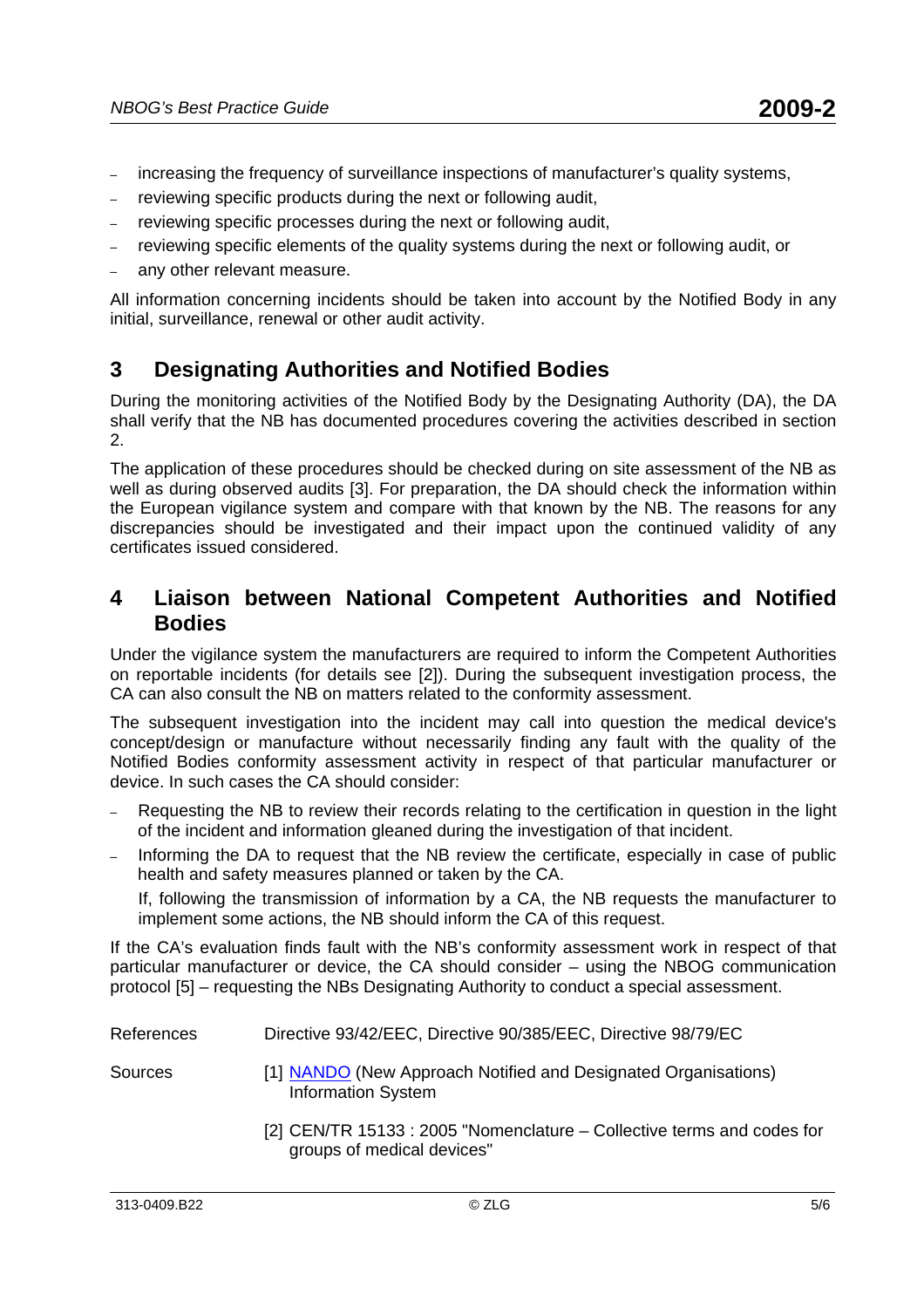- increasing the frequency of surveillance inspections of manufacturer's quality systems,
- reviewing specific products during the next or following audit,
- reviewing specific processes during the next or following audit,
- reviewing specific elements of the quality systems during the next or following audit, or
- any other relevant measure.

All information concerning incidents should be taken into account by the Notified Body in any initial, surveillance, renewal or other audit activity.

## 3 Designating Authorities and Notified Bodies

During the monitoring activities of the Notified Body by the Designating Authority (DA), the DA shall verify that the NB has documented procedures covering the activities described in section 2.

The application of these procedures should be checked during on site assessment of the NB as well as during observed audits [3]. For preparation, the DA should check the information within the European vigilance system and compare with that known by the NB. The reasons for any discrepancies should be investigated and their impact upon the continued validity of any certificates issued considered.

## 4 Liaison between National Competent Authorities and Notified Bodies

Under the vigilance system the manufacturers are required to inform the Competent Authorities on reportable incidents (for details see [2]). During the subsequent investigation process, the CA can also consult the NB on matters related to the conformity assessment.

The subsequent investigation into the incident may call into question the medical device's concept/design or manufacture without necessarily finding any fault with the quality of the Notified Bodies conformity assessment activity in respect of that particular manufacturer or device. In such cases the CA should consider:

- Requesting the NB to review their records relating to the certification in question in the light of the incident and information gleaned during the investigation of that incident.
- Informing the DA to request that the NB review the certificate, especially in case of public health and safety measures planned or taken by the CA.

  If, following the transmission of information by a CA, the NB requests the manufacturer to implement some actions, the NB should inform the CA of this request.

If the CA's evaluation finds fault with the NB's conformity assessment work in respect of that particular manufacturer or device, the CA should consider – using the NBOG communication protocol [5] – requesting the NBs Designating Authority to conduct a special assessment.

References — Directive 93/42/EEC, Directive 90/385/EEC, Directive 98/79/EC

Sources — [1] NANDO (New Approach Notified and Designated Organisations) Information System

[2] CEN/TR 15133 : 2005 "Nomenclature – Collective terms and codes for groups of medical devices"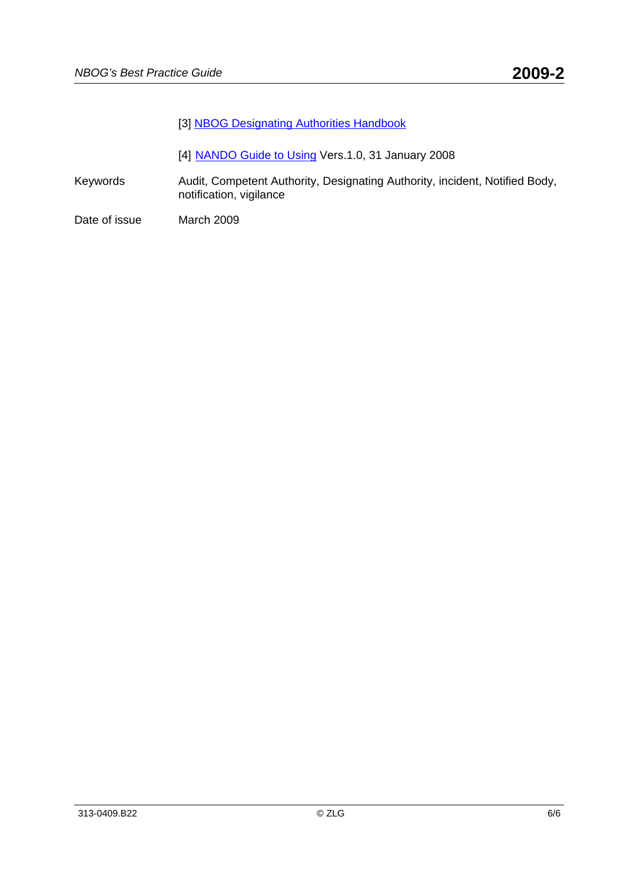[3] NBOG Designating Authorities Handbook

[4] NANDO Guide to Using Vers.1.0, 31 January 2008

| | |
|---|---|
| Keywords | Audit, Competent Authority, Designating Authority, incident, Notified Body, notification, vigilance |
| Date of issue | March 2009 |